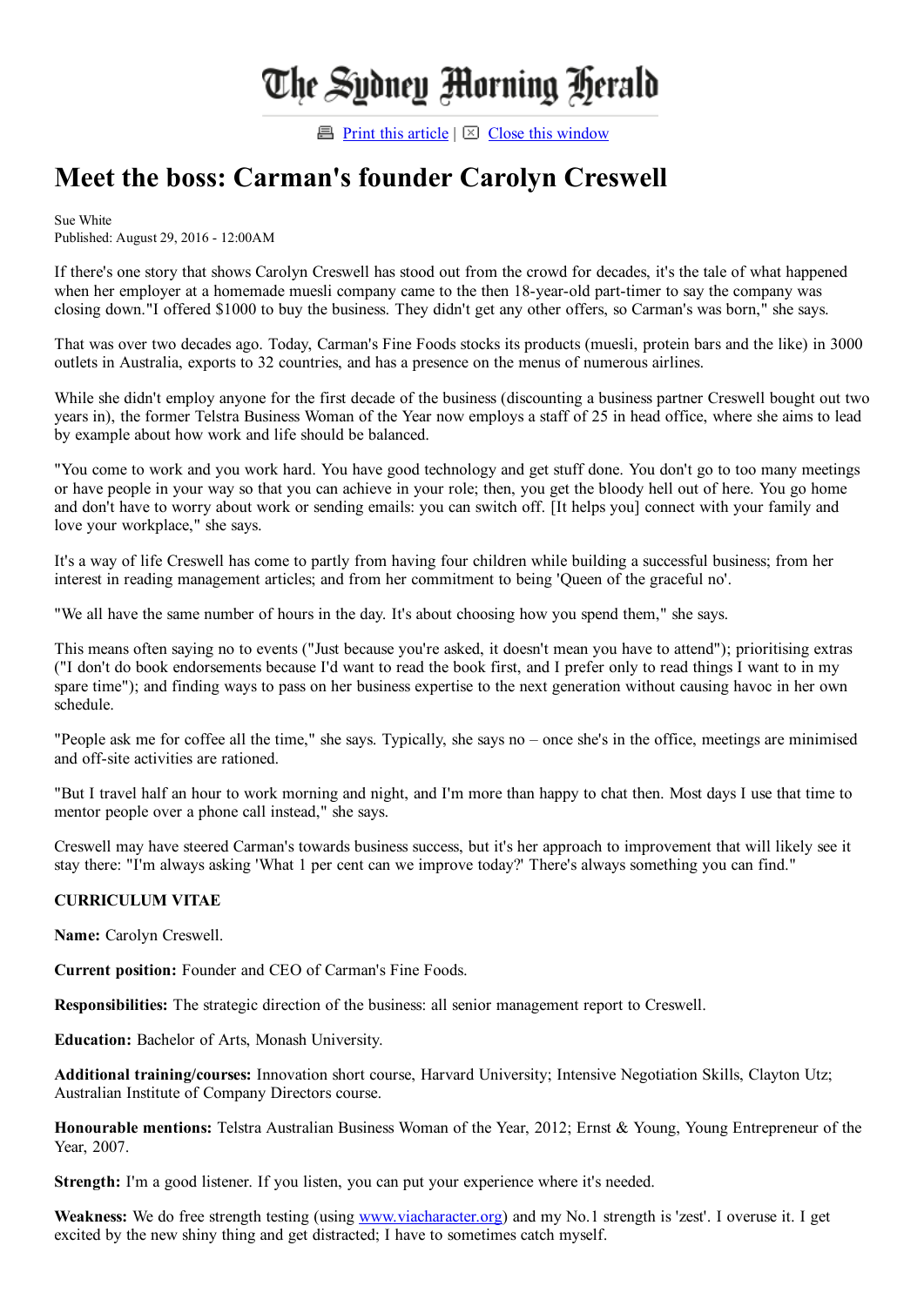# Meet the boss: Carman's founder Carolyn Creswell

Sue White
Published: August 29, 2016 - 12:00AM

If there's one story that shows Carolyn Creswell has stood out from the crowd for decades, it's the tale of what happened when her employer at a homemade muesli company came to the then 18-year-old part-timer to say the company was closing down."I offered $1000 to buy the business. They didn't get any other offers, so Carman's was born," she says.

That was over two decades ago. Today, Carman's Fine Foods stocks its products (muesli, protein bars and the like) in 3000 outlets in Australia, exports to 32 countries, and has a presence on the menus of numerous airlines.

While she didn't employ anyone for the first decade of the business (discounting a business partner Creswell bought out two years in), the former Telstra Business Woman of the Year now employs a staff of 25 in head office, where she aims to lead by example about how work and life should be balanced.

"You come to work and you work hard. You have good technology and get stuff done. You don't go to too many meetings or have people in your way so that you can achieve in your role; then, you get the bloody hell out of here. You go home and don't have to worry about work or sending emails: you can switch off. [It helps you] connect with your family and love your workplace," she says.

It's a way of life Creswell has come to partly from having four children while building a successful business; from her interest in reading management articles; and from her commitment to being 'Queen of the graceful no'.

"We all have the same number of hours in the day. It's about choosing how you spend them," she says.

This means often saying no to events ("Just because you're asked, it doesn't mean you have to attend"); prioritising extras ("I don't do book endorsements because I'd want to read the book first, and I prefer only to read things I want to in my spare time"); and finding ways to pass on her business expertise to the next generation without causing havoc in her own schedule.

"People ask me for coffee all the time," she says. Typically, she says no – once she's in the office, meetings are minimised and off-site activities are rationed.

"But I travel half an hour to work morning and night, and I'm more than happy to chat then. Most days I use that time to mentor people over a phone call instead," she says.

Creswell may have steered Carman's towards business success, but it's her approach to improvement that will likely see it stay there: "I'm always asking 'What 1 per cent can we improve today?' There's always something you can find."

**CURRICULUM VITAE**

**Name:** Carolyn Creswell.

**Current position:** Founder and CEO of Carman's Fine Foods.

**Responsibilities:** The strategic direction of the business: all senior management report to Creswell.

**Education:** Bachelor of Arts, Monash University.

**Additional training/courses:** Innovation short course, Harvard University; Intensive Negotiation Skills, Clayton Utz; Australian Institute of Company Directors course.

**Honourable mentions:** Telstra Australian Business Woman of the Year, 2012; Ernst & Young, Young Entrepreneur of the Year, 2007.

**Strength:** I'm a good listener. If you listen, you can put your experience where it's needed.

**Weakness:** We do free strength testing (using www.viacharacter.org) and my No.1 strength is 'zest'. I overuse it. I get excited by the new shiny thing and get distracted; I have to sometimes catch myself.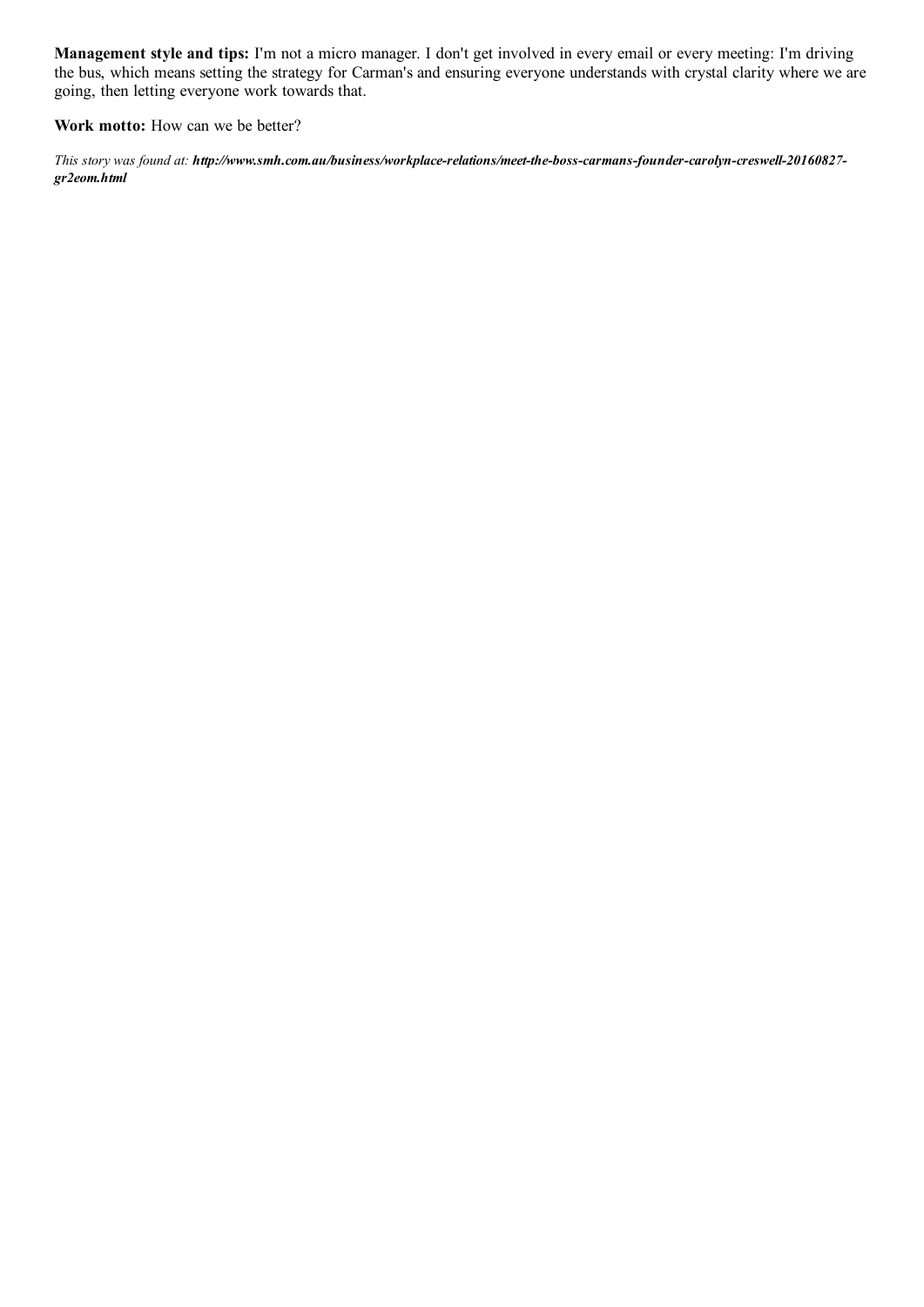**Management style and tips:** I'm not a micro manager. I don't get involved in every email or every meeting: I'm driving the bus, which means setting the strategy for Carman's and ensuring everyone understands with crystal clarity where we are going, then letting everyone work towards that.

**Work motto:** How can we be better?

*This story was found at:* ***http://www.smh.com.au/business/workplace-relations/meet-the-boss-carmans-founder-carolyn-creswell-20160827-gr2eom.html***